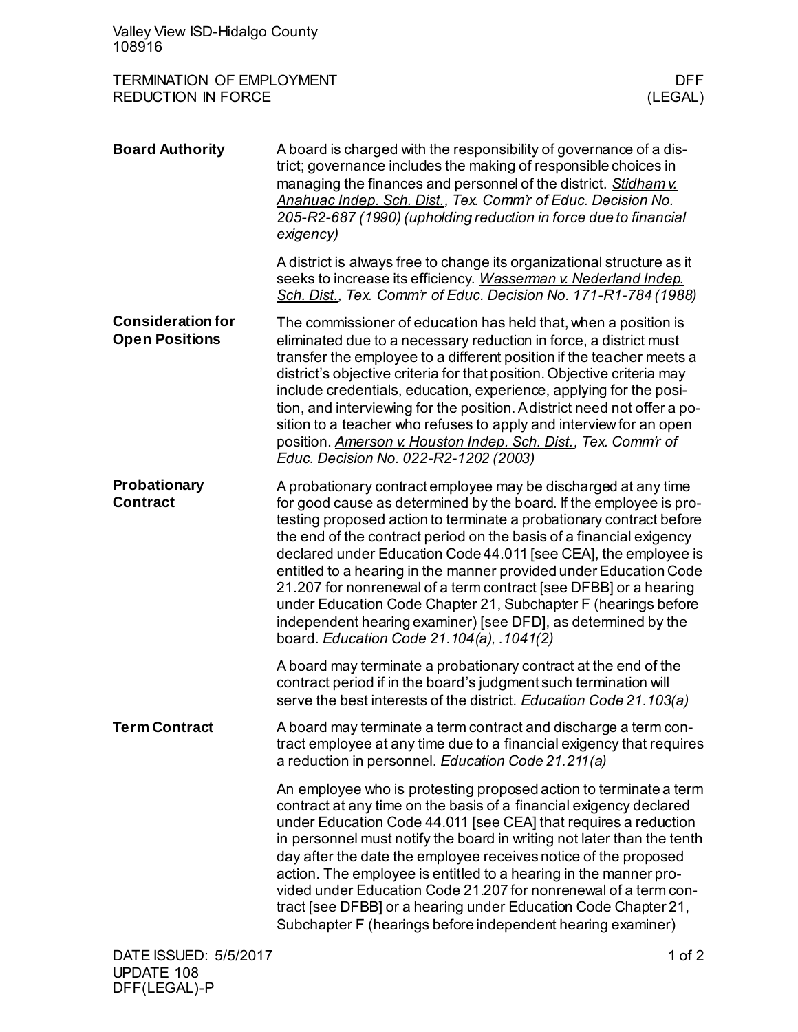Valley View ISD-Hidalgo County
108916

# TERMINATION OF EMPLOYMENT
# REDUCTION IN FORCE

DFF (LEGAL)

**Board Authority**

A board is charged with the responsibility of governance of a district; governance includes the making of responsible choices in managing the finances and personnel of the district. *Stidham v. Anahuac Indep. Sch. Dist., Tex. Comm'r of Educ. Decision No. 205-R2-687 (1990) (upholding reduction in force due to financial exigency)*

A district is always free to change its organizational structure as it seeks to increase its efficiency. *Wasserman v. Nederland Indep. Sch. Dist., Tex. Comm'r of Educ. Decision No. 171-R1-784 (1988)*

**Consideration for Open Positions**

The commissioner of education has held that, when a position is eliminated due to a necessary reduction in force, a district must transfer the employee to a different position if the teacher meets a district's objective criteria for that position. Objective criteria may include credentials, education, experience, applying for the position, and interviewing for the position. A district need not offer a position to a teacher who refuses to apply and interview for an open position. *Amerson v. Houston Indep. Sch. Dist., Tex. Comm'r of Educ. Decision No. 022-R2-1202 (2003)*

**Probationary Contract**

A probationary contract employee may be discharged at any time for good cause as determined by the board. If the employee is protesting proposed action to terminate a probationary contract before the end of the contract period on the basis of a financial exigency declared under Education Code 44.011 [see CEA], the employee is entitled to a hearing in the manner provided under Education Code 21.207 for nonrenewal of a term contract [see DFBB] or a hearing under Education Code Chapter 21, Subchapter F (hearings before independent hearing examiner) [see DFD], as determined by the board. *Education Code 21.104(a), .1041(2)*

A board may terminate a probationary contract at the end of the contract period if in the board's judgment such termination will serve the best interests of the district. *Education Code 21.103(a)*

**Term Contract**

A board may terminate a term contract and discharge a term contract employee at any time due to a financial exigency that requires a reduction in personnel. *Education Code 21.211(a)*

An employee who is protesting proposed action to terminate a term contract at any time on the basis of a financial exigency declared under Education Code 44.011 [see CEA] that requires a reduction in personnel must notify the board in writing not later than the tenth day after the date the employee receives notice of the proposed action. The employee is entitled to a hearing in the manner provided under Education Code 21.207 for nonrenewal of a term contract [see DFBB] or a hearing under Education Code Chapter 21, Subchapter F (hearings before independent hearing examiner)

DATE ISSUED: 5/5/2017
UPDATE 108
DFF(LEGAL)-P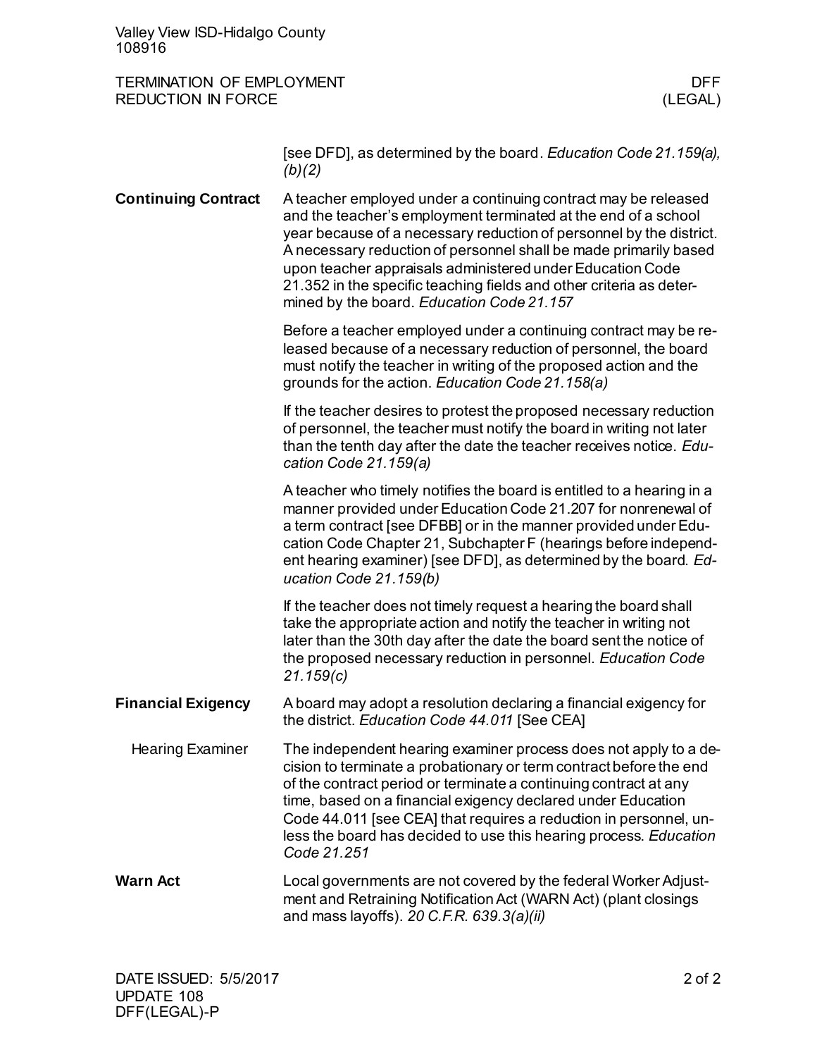[see DFD], as determined by the board. *Education Code 21.159(a), (b)(2)*

## Continuing Contract

A teacher employed under a continuing contract may be released and the teacher's employment terminated at the end of a school year because of a necessary reduction of personnel by the district. A necessary reduction of personnel shall be made primarily based upon teacher appraisals administered under Education Code 21.352 in the specific teaching fields and other criteria as determined by the board. *Education Code 21.157*

Before a teacher employed under a continuing contract may be released because of a necessary reduction of personnel, the board must notify the teacher in writing of the proposed action and the grounds for the action. *Education Code 21.158(a)*

If the teacher desires to protest the proposed necessary reduction of personnel, the teacher must notify the board in writing not later than the tenth day after the date the teacher receives notice. *Education Code 21.159(a)*

A teacher who timely notifies the board is entitled to a hearing in a manner provided under Education Code 21.207 for nonrenewal of a term contract [see DFBB] or in the manner provided under Education Code Chapter 21, Subchapter F (hearings before independent hearing examiner) [see DFD], as determined by the board. *Education Code 21.159(b)*

If the teacher does not timely request a hearing the board shall take the appropriate action and notify the teacher in writing not later than the 30th day after the date the board sent the notice of the proposed necessary reduction in personnel. *Education Code 21.159(c)*

## Financial Exigency

A board may adopt a resolution declaring a financial exigency for the district. *Education Code 44.011* [See CEA]

### Hearing Examiner

The independent hearing examiner process does not apply to a decision to terminate a probationary or term contract before the end of the contract period or terminate a continuing contract at any time, based on a financial exigency declared under Education Code 44.011 [see CEA] that requires a reduction in personnel, unless the board has decided to use this hearing process. *Education Code 21.251*

## Warn Act

Local governments are not covered by the federal Worker Adjustment and Retraining Notification Act (WARN Act) (plant closings and mass layoffs). *20 C.F.R. 639.3(a)(ii)*

DATE ISSUED: 5/5/2017
UPDATE 108
DFF(LEGAL)-P